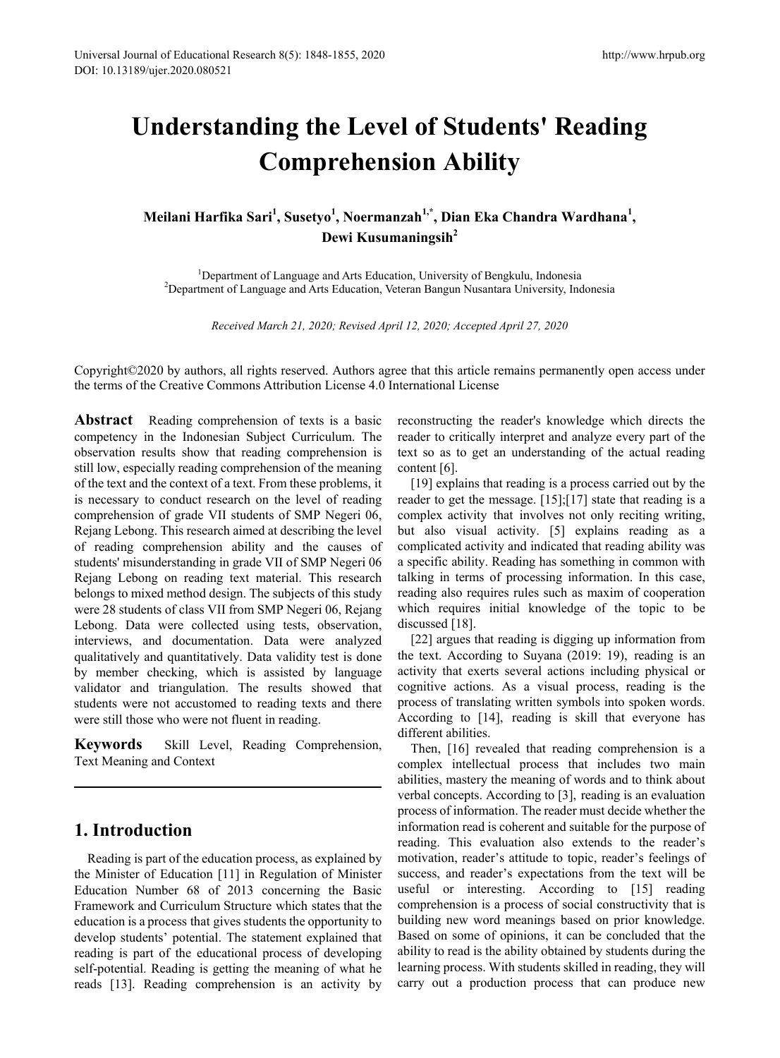# Understanding the Level of Students' Reading Comprehension Ability

**Meilani Harfika Sari[1], Susetyo[1], Noermanzah[1,*], Dian Eka Chandra Wardhana[1], Dewi Kusumaningsih[2]**

[1]Department of Language and Arts Education, University of Bengkulu, Indonesia
[2]Department of Language and Arts Education, Veteran Bangun Nusantara University, Indonesia

*Received March 21, 2020; Revised April 12, 2020; Accepted April 27, 2020*

Copyright©2020 by authors, all rights reserved. Authors agree that this article remains permanently open access under the terms of the Creative Commons Attribution License 4.0 International License

**Abstract** Reading comprehension of texts is a basic competency in the Indonesian Subject Curriculum. The observation results show that reading comprehension is still low, especially reading comprehension of the meaning of the text and the context of a text. From these problems, it is necessary to conduct research on the level of reading comprehension of grade VII students of SMP Negeri 06, Rejang Lebong. This research aimed at describing the level of reading comprehension ability and the causes of students' misunderstanding in grade VII of SMP Negeri 06 Rejang Lebong on reading text material. This research belongs to mixed method design. The subjects of this study were 28 students of class VII from SMP Negeri 06, Rejang Lebong. Data were collected using tests, observation, interviews, and documentation. Data were analyzed qualitatively and quantitatively. Data validity test is done by member checking, which is assisted by language validator and triangulation. The results showed that students were not accustomed to reading texts and there were still those who were not fluent in reading.

**Keywords** Skill Level, Reading Comprehension, Text Meaning and Context

## 1. Introduction

Reading is part of the education process, as explained by the Minister of Education [11] in Regulation of Minister Education Number 68 of 2013 concerning the Basic Framework and Curriculum Structure which states that the education is a process that gives students the opportunity to develop students' potential. The statement explained that reading is part of the educational process of developing self-potential. Reading is getting the meaning of what he reads [13]. Reading comprehension is an activity by reconstructing the reader's knowledge which directs the reader to critically interpret and analyze every part of the text so as to get an understanding of the actual reading content [6].

[19] explains that reading is a process carried out by the reader to get the message. [15];[17] state that reading is a complex activity that involves not only reciting writing, but also visual activity. [5] explains reading as a complicated activity and indicated that reading ability was a specific ability. Reading has something in common with talking in terms of processing information. In this case, reading also requires rules such as maxim of cooperation which requires initial knowledge of the topic to be discussed [18].

[22] argues that reading is digging up information from the text. According to Suyana (2019: 19), reading is an activity that exerts several actions including physical or cognitive actions. As a visual process, reading is the process of translating written symbols into spoken words. According to [14], reading is skill that everyone has different abilities.

Then, [16] revealed that reading comprehension is a complex intellectual process that includes two main abilities, mastery the meaning of words and to think about verbal concepts. According to [3], reading is an evaluation process of information. The reader must decide whether the information read is coherent and suitable for the purpose of reading. This evaluation also extends to the reader's motivation, reader's attitude to topic, reader's feelings of success, and reader's expectations from the text will be useful or interesting. According to [15] reading comprehension is a process of social constructivity that is building new word meanings based on prior knowledge. Based on some of opinions, it can be concluded that the ability to read is the ability obtained by students during the learning process. With students skilled in reading, they will carry out a production process that can produce new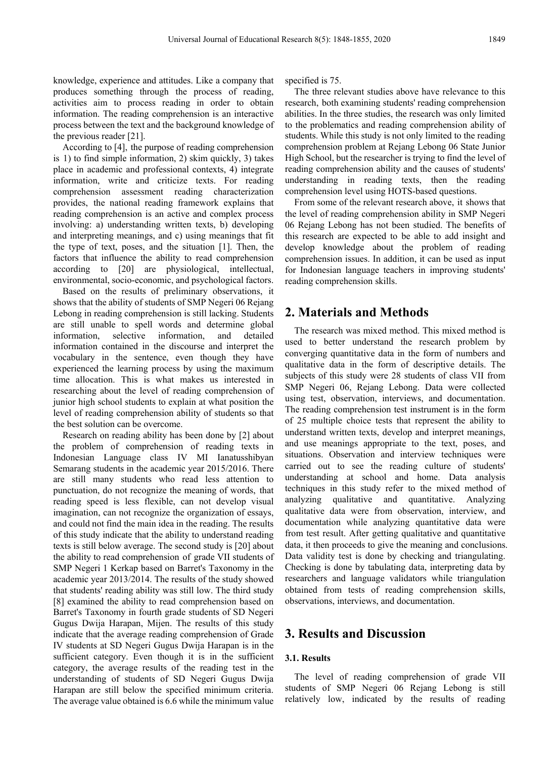knowledge, experience and attitudes. Like a company that produces something through the process of reading, activities aim to process reading in order to obtain information. The reading comprehension is an interactive process between the text and the background knowledge of the previous reader [21].

According to [4], the purpose of reading comprehension is 1) to find simple information, 2) skim quickly, 3) takes place in academic and professional contexts, 4) integrate information, write and criticize texts. For reading comprehension assessment reading characterization provides, the national reading framework explains that reading comprehension is an active and complex process involving: a) understanding written texts, b) developing and interpreting meanings, and c) using meanings that fit the type of text, poses, and the situation [1]. Then, the factors that influence the ability to read comprehension according to [20] are physiological, intellectual, environmental, socio-economic, and psychological factors.

Based on the results of preliminary observations, it shows that the ability of students of SMP Negeri 06 Rejang Lebong in reading comprehension is still lacking. Students are still unable to spell words and determine global information, selective information, and detailed information contained in the discourse and interpret the vocabulary in the sentence, even though they have experienced the learning process by using the maximum time allocation. This is what makes us interested in researching about the level of reading comprehension of junior high school students to explain at what position the level of reading comprehension ability of students so that the best solution can be overcome.

Research on reading ability has been done by [2] about the problem of comprehension of reading texts in Indonesian Language class IV MI Ianatusshibyan Semarang students in the academic year 2015/2016. There are still many students who read less attention to punctuation, do not recognize the meaning of words, that reading speed is less flexible, can not develop visual imagination, can not recognize the organization of essays, and could not find the main idea in the reading. The results of this study indicate that the ability to understand reading texts is still below average. The second study is [20] about the ability to read comprehension of grade VII students of SMP Negeri 1 Kerkap based on Barret's Taxonomy in the academic year 2013/2014. The results of the study showed that students' reading ability was still low. The third study [8] examined the ability to read comprehension based on Barret's Taxonomy in fourth grade students of SD Negeri Gugus Dwija Harapan, Mijen. The results of this study indicate that the average reading comprehension of Grade IV students at SD Negeri Gugus Dwija Harapan is in the sufficient category. Even though it is in the sufficient category, the average results of the reading test in the understanding of students of SD Negeri Gugus Dwija Harapan are still below the specified minimum criteria. The average value obtained is 6.6 while the minimum value specified is 75.

The three relevant studies above have relevance to this research, both examining students' reading comprehension abilities. In the three studies, the research was only limited to the problematics and reading comprehension ability of students. While this study is not only limited to the reading comprehension problem at Rejang Lebong 06 State Junior High School, but the researcher is trying to find the level of reading comprehension ability and the causes of students' understanding in reading texts, then the reading comprehension level using HOTS-based questions.

From some of the relevant research above, it shows that the level of reading comprehension ability in SMP Negeri 06 Rejang Lebong has not been studied. The benefits of this research are expected to be able to add insight and develop knowledge about the problem of reading comprehension issues. In addition, it can be used as input for Indonesian language teachers in improving students' reading comprehension skills.

## 2. Materials and Methods

The research was mixed method. This mixed method is used to better understand the research problem by converging quantitative data in the form of numbers and qualitative data in the form of descriptive details. The subjects of this study were 28 students of class VII from SMP Negeri 06, Rejang Lebong. Data were collected using test, observation, interviews, and documentation. The reading comprehension test instrument is in the form of 25 multiple choice tests that represent the ability to understand written texts, develop and interpret meanings, and use meanings appropriate to the text, poses, and situations. Observation and interview techniques were carried out to see the reading culture of students' understanding at school and home. Data analysis techniques in this study refer to the mixed method of analyzing qualitative and quantitative. Analyzing qualitative data were from observation, interview, and documentation while analyzing quantitative data were from test result. After getting qualitative and quantitative data, it then proceeds to give the meaning and conclusions. Data validity test is done by checking and triangulating. Checking is done by tabulating data, interpreting data by researchers and language validators while triangulation obtained from tests of reading comprehension skills, observations, interviews, and documentation.

## 3. Results and Discussion

### 3.1. Results

The level of reading comprehension of grade VII students of SMP Negeri 06 Rejang Lebong is still relatively low, indicated by the results of reading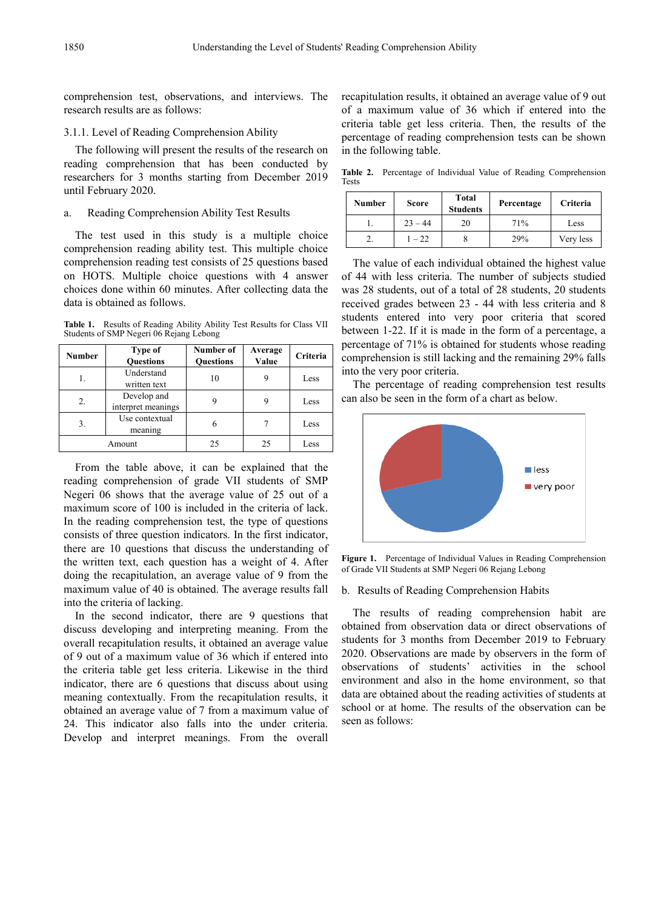comprehension test, observations, and interviews. The research results are as follows:

### 3.1.1. Level of Reading Comprehension Ability

The following will present the results of the research on reading comprehension that has been conducted by researchers for 3 months starting from December 2019 until February 2020.

a. Reading Comprehension Ability Test Results

The test used in this study is a multiple choice comprehension reading ability test. This multiple choice comprehension reading test consists of 25 questions based on HOTS. Multiple choice questions with 4 answer choices done within 60 minutes. After collecting data the data is obtained as follows.

**Table 1.** Results of Reading Ability Ability Test Results for Class VII Students of SMP Negeri 06 Rejang Lebong

| Number | Type of Questions | Number of Questions | Average Value | Criteria |
|---|---|---|---|---|
| 1. | Understand written text | 10 | 9 | Less |
| 2. | Develop and interpret meanings | 9 | 9 | Less |
| 3. | Use contextual meaning | 6 | 7 | Less |
| Amount | | 25 | 25 | Less |

From the table above, it can be explained that the reading comprehension of grade VII students of SMP Negeri 06 shows that the average value of 25 out of a maximum score of 100 is included in the criteria of lack. In the reading comprehension test, the type of questions consists of three question indicators. In the first indicator, there are 10 questions that discuss the understanding of the written text, each question has a weight of 4. After doing the recapitulation, an average value of 9 from the maximum value of 40 is obtained. The average results fall into the criteria of lacking.

In the second indicator, there are 9 questions that discuss developing and interpreting meaning. From the overall recapitulation results, it obtained an average value of 9 out of a maximum value of 36 which if entered into the criteria table get less criteria. Likewise in the third indicator, there are 6 questions that discuss about using meaning contextually. From the recapitulation results, it obtained an average value of 7 from a maximum value of 24. This indicator also falls into the under criteria. Develop and interpret meanings. From the overall recapitulation results, it obtained an average value of 9 out of a maximum value of 36 which if entered into the criteria table get less criteria. Then, the results of the percentage of reading comprehension tests can be shown in the following table.

**Table 2.** Percentage of Individual Value of Reading Comprehension Tests

| Number | Score | Total Students | Percentage | Criteria |
|---|---|---|---|---|
| 1. | 23 – 44 | 20 | 71% | Less |
| 2. | 1 – 22 | 8 | 29% | Very less |

The value of each individual obtained the highest value of 44 with less criteria. The number of subjects studied was 28 students, out of a total of 28 students, 20 students received grades between 23 - 44 with less criteria and 8 students entered into very poor criteria that scored between 1-22. If it is made in the form of a percentage, a percentage of 71% is obtained for students whose reading comprehension is still lacking and the remaining 29% falls into the very poor criteria.

The percentage of reading comprehension test results can also be seen in the form of a chart as below.

**Figure 1.** Percentage of Individual Values in Reading Comprehension of Grade VII Students at SMP Negeri 06 Rejang Lebong

b. Results of Reading Comprehension Habits

The results of reading comprehension habit are obtained from observation data or direct observations of students for 3 months from December 2019 to February 2020. Observations are made by observers in the form of observations of students' activities in the school environment and also in the home environment, so that data are obtained about the reading activities of students at school or at home. The results of the observation can be seen as follows: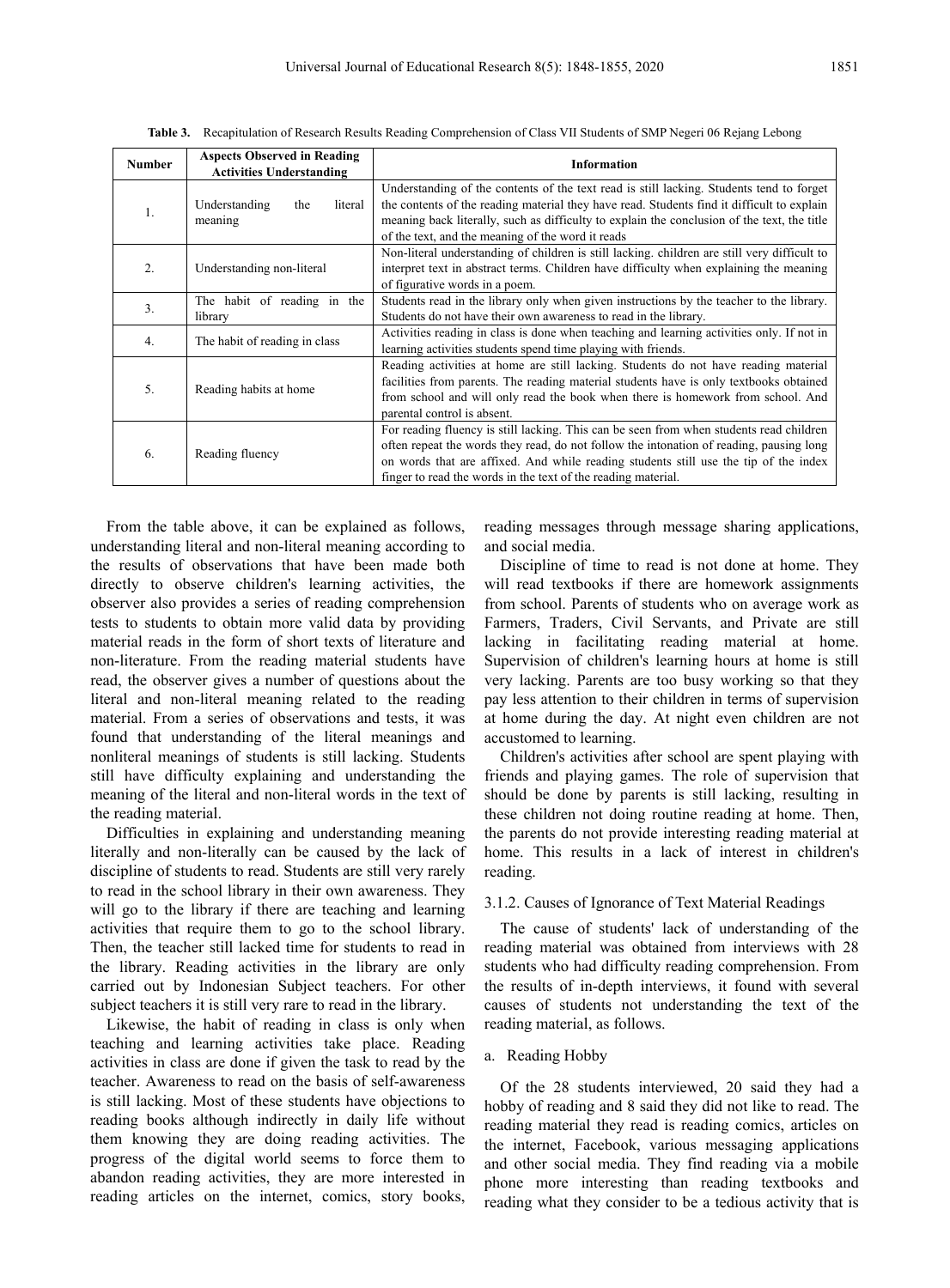**Table 3.** Recapitulation of Research Results Reading Comprehension of Class VII Students of SMP Negeri 06 Rejang Lebong

| Number | Aspects Observed in Reading Activities Understanding | Information |
|---|---|---|
| 1. | Understanding the literal meaning | Understanding of the contents of the text read is still lacking. Students tend to forget the contents of the reading material they have read. Students find it difficult to explain meaning back literally, such as difficulty to explain the conclusion of the text, the title of the text, and the meaning of the word it reads |
| 2. | Understanding non-literal | Non-literal understanding of children is still lacking. children are still very difficult to interpret text in abstract terms. Children have difficulty when explaining the meaning of figurative words in a poem. |
| 3. | The habit of reading in the library | Students read in the library only when given instructions by the teacher to the library. Students do not have their own awareness to read in the library. |
| 4. | The habit of reading in class | Activities reading in class is done when teaching and learning activities only. If not in learning activities students spend time playing with friends. |
| 5. | Reading habits at home | Reading activities at home are still lacking. Students do not have reading material facilities from parents. The reading material students have is only textbooks obtained from school and will only read the book when there is homework from school. And parental control is absent. |
| 6. | Reading fluency | For reading fluency is still lacking. This can be seen from when students read children often repeat the words they read, do not follow the intonation of reading, pausing long on words that are affixed. And while reading students still use the tip of the index finger to read the words in the text of the reading material. |

From the table above, it can be explained as follows, understanding literal and non-literal meaning according to the results of observations that have been made both directly to observe children's learning activities, the observer also provides a series of reading comprehension tests to students to obtain more valid data by providing material reads in the form of short texts of literature and non-literature. From the reading material students have read, the observer gives a number of questions about the literal and non-literal meaning related to the reading material. From a series of observations and tests, it was found that understanding of the literal meanings and nonliteral meanings of students is still lacking. Students still have difficulty explaining and understanding the meaning of the literal and non-literal words in the text of the reading material.

Difficulties in explaining and understanding meaning literally and non-literally can be caused by the lack of discipline of students to read. Students are still very rarely to read in the school library in their own awareness. They will go to the library if there are teaching and learning activities that require them to go to the school library. Then, the teacher still lacked time for students to read in the library. Reading activities in the library are only carried out by Indonesian Subject teachers. For other subject teachers it is still very rare to read in the library.

Likewise, the habit of reading in class is only when teaching and learning activities take place. Reading activities in class are done if given the task to read by the teacher. Awareness to read on the basis of self-awareness is still lacking. Most of these students have objections to reading books although indirectly in daily life without them knowing they are doing reading activities. The progress of the digital world seems to force them to abandon reading activities, they are more interested in reading articles on the internet, comics, story books, reading messages through message sharing applications, and social media.

Discipline of time to read is not done at home. They will read textbooks if there are homework assignments from school. Parents of students who on average work as Farmers, Traders, Civil Servants, and Private are still lacking in facilitating reading material at home. Supervision of children's learning hours at home is still very lacking. Parents are too busy working so that they pay less attention to their children in terms of supervision at home during the day. At night even children are not accustomed to learning.

Children's activities after school are spent playing with friends and playing games. The role of supervision that should be done by parents is still lacking, resulting in these children not doing routine reading at home. Then, the parents do not provide interesting reading material at home. This results in a lack of interest in children's reading.

#### 3.1.2. Causes of Ignorance of Text Material Readings

The cause of students' lack of understanding of the reading material was obtained from interviews with 28 students who had difficulty reading comprehension. From the results of in-depth interviews, it found with several causes of students not understanding the text of the reading material, as follows.

a. Reading Hobby

Of the 28 students interviewed, 20 said they had a hobby of reading and 8 said they did not like to read. The reading material they read is reading comics, articles on the internet, Facebook, various messaging applications and other social media. They find reading via a mobile phone more interesting than reading textbooks and reading what they consider to be a tedious activity that is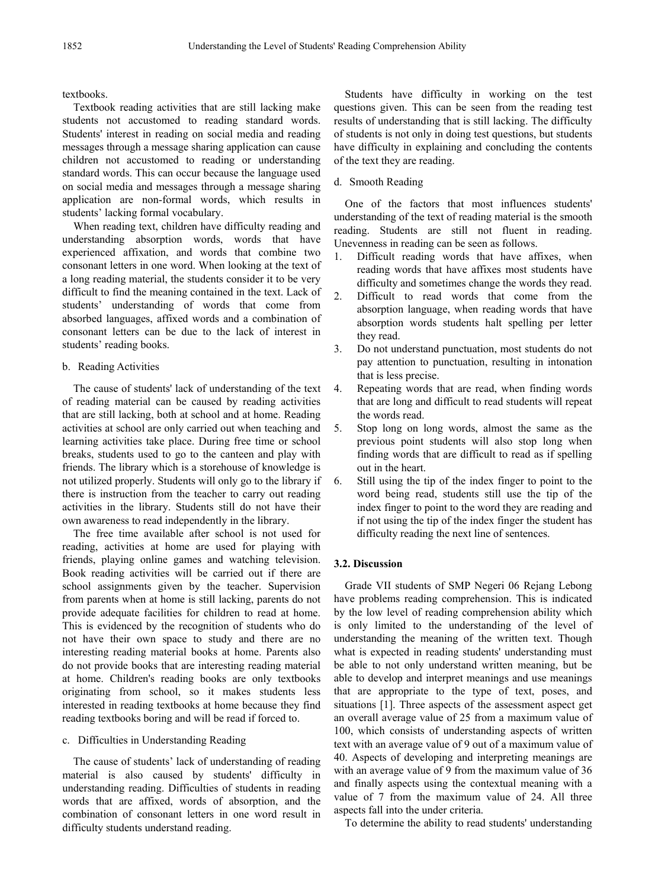textbooks.

Textbook reading activities that are still lacking make students not accustomed to reading standard words. Students' interest in reading on social media and reading messages through a message sharing application can cause children not accustomed to reading or understanding standard words. This can occur because the language used on social media and messages through a message sharing application are non-formal words, which results in students' lacking formal vocabulary.

When reading text, children have difficulty reading and understanding absorption words, words that have experienced affixation, and words that combine two consonant letters in one word. When looking at the text of a long reading material, the students consider it to be very difficult to find the meaning contained in the text. Lack of students' understanding of words that come from absorbed languages, affixed words and a combination of consonant letters can be due to the lack of interest in students' reading books.

b. Reading Activities

The cause of students' lack of understanding of the text of reading material can be caused by reading activities that are still lacking, both at school and at home. Reading activities at school are only carried out when teaching and learning activities take place. During free time or school breaks, students used to go to the canteen and play with friends. The library which is a storehouse of knowledge is not utilized properly. Students will only go to the library if there is instruction from the teacher to carry out reading activities in the library. Students still do not have their own awareness to read independently in the library.

The free time available after school is not used for reading, activities at home are used for playing with friends, playing online games and watching television. Book reading activities will be carried out if there are school assignments given by the teacher. Supervision from parents when at home is still lacking, parents do not provide adequate facilities for children to read at home. This is evidenced by the recognition of students who do not have their own space to study and there are no interesting reading material books at home. Parents also do not provide books that are interesting reading material at home. Children's reading books are only textbooks originating from school, so it makes students less interested in reading textbooks at home because they find reading textbooks boring and will be read if forced to.

c. Difficulties in Understanding Reading

The cause of students' lack of understanding of reading material is also caused by students' difficulty in understanding reading. Difficulties of students in reading words that are affixed, words of absorption, and the combination of consonant letters in one word result in difficulty students understand reading.

Students have difficulty in working on the test questions given. This can be seen from the reading test results of understanding that is still lacking. The difficulty of students is not only in doing test questions, but students have difficulty in explaining and concluding the contents of the text they are reading.

d. Smooth Reading

One of the factors that most influences students' understanding of the text of reading material is the smooth reading. Students are still not fluent in reading. Unevenness in reading can be seen as follows.

1. Difficult reading words that have affixes, when reading words that have affixes most students have difficulty and sometimes change the words they read.
2. Difficult to read words that come from the absorption language, when reading words that have absorption words students halt spelling per letter they read.
3. Do not understand punctuation, most students do not pay attention to punctuation, resulting in intonation that is less precise.
4. Repeating words that are read, when finding words that are long and difficult to read students will repeat the words read.
5. Stop long on long words, almost the same as the previous point students will also stop long when finding words that are difficult to read as if spelling out in the heart.
6. Still using the tip of the index finger to point to the word being read, students still use the tip of the index finger to point to the word they are reading and if not using the tip of the index finger the student has difficulty reading the next line of sentences.

### 3.2. Discussion

Grade VII students of SMP Negeri 06 Rejang Lebong have problems reading comprehension. This is indicated by the low level of reading comprehension ability which is only limited to the understanding of the level of understanding the meaning of the written text. Though what is expected in reading students' understanding must be able to not only understand written meaning, but be able to develop and interpret meanings and use meanings that are appropriate to the type of text, poses, and situations [1]. Three aspects of the assessment aspect get an overall average value of 25 from a maximum value of 100, which consists of understanding aspects of written text with an average value of 9 out of a maximum value of 40. Aspects of developing and interpreting meanings are with an average value of 9 from the maximum value of 36 and finally aspects using the contextual meaning with a value of 7 from the maximum value of 24. All three aspects fall into the under criteria.

To determine the ability to read students' understanding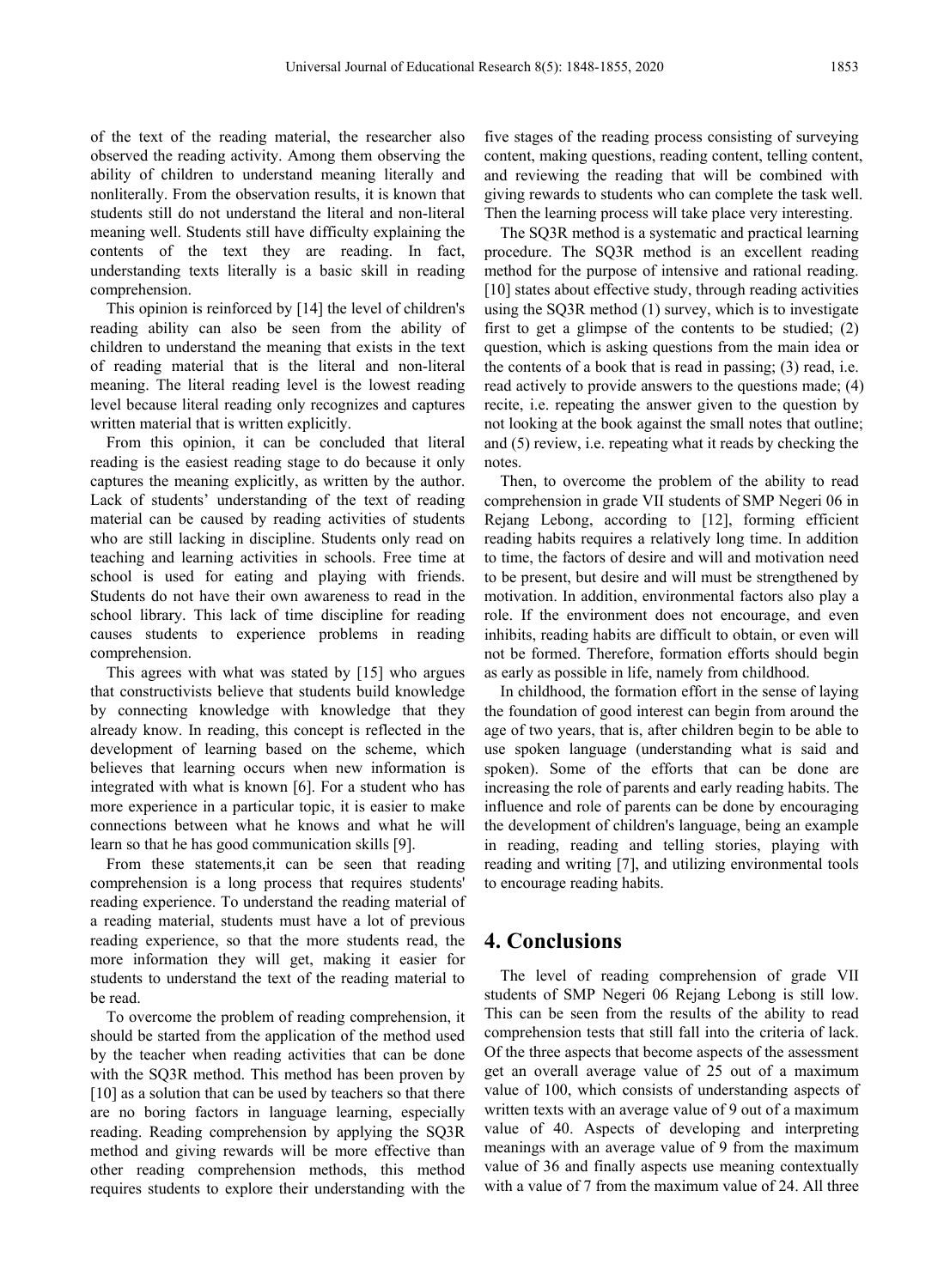of the text of the reading material, the researcher also observed the reading activity. Among them observing the ability of children to understand meaning literally and nonliterally. From the observation results, it is known that students still do not understand the literal and non-literal meaning well. Students still have difficulty explaining the contents of the text they are reading. In fact, understanding texts literally is a basic skill in reading comprehension.

This opinion is reinforced by [14] the level of children's reading ability can also be seen from the ability of children to understand the meaning that exists in the text of reading material that is the literal and non-literal meaning. The literal reading level is the lowest reading level because literal reading only recognizes and captures written material that is written explicitly.

From this opinion, it can be concluded that literal reading is the easiest reading stage to do because it only captures the meaning explicitly, as written by the author. Lack of students' understanding of the text of reading material can be caused by reading activities of students who are still lacking in discipline. Students only read on teaching and learning activities in schools. Free time at school is used for eating and playing with friends. Students do not have their own awareness to read in the school library. This lack of time discipline for reading causes students to experience problems in reading comprehension.

This agrees with what was stated by [15] who argues that constructivists believe that students build knowledge by connecting knowledge with knowledge that they already know. In reading, this concept is reflected in the development of learning based on the scheme, which believes that learning occurs when new information is integrated with what is known [6]. For a student who has more experience in a particular topic, it is easier to make connections between what he knows and what he will learn so that he has good communication skills [9].

From these statements,it can be seen that reading comprehension is a long process that requires students' reading experience. To understand the reading material of a reading material, students must have a lot of previous reading experience, so that the more students read, the more information they will get, making it easier for students to understand the text of the reading material to be read.

To overcome the problem of reading comprehension, it should be started from the application of the method used by the teacher when reading activities that can be done with the SQ3R method. This method has been proven by [10] as a solution that can be used by teachers so that there are no boring factors in language learning, especially reading. Reading comprehension by applying the SQ3R method and giving rewards will be more effective than other reading comprehension methods, this method requires students to explore their understanding with the five stages of the reading process consisting of surveying content, making questions, reading content, telling content, and reviewing the reading that will be combined with giving rewards to students who can complete the task well. Then the learning process will take place very interesting.

The SQ3R method is a systematic and practical learning procedure. The SQ3R method is an excellent reading method for the purpose of intensive and rational reading. [10] states about effective study, through reading activities using the SQ3R method (1) survey, which is to investigate first to get a glimpse of the contents to be studied; (2) question, which is asking questions from the main idea or the contents of a book that is read in passing; (3) read, i.e. read actively to provide answers to the questions made; (4) recite, i.e. repeating the answer given to the question by not looking at the book against the small notes that outline; and (5) review, i.e. repeating what it reads by checking the notes.

Then, to overcome the problem of the ability to read comprehension in grade VII students of SMP Negeri 06 in Rejang Lebong, according to [12], forming efficient reading habits requires a relatively long time. In addition to time, the factors of desire and will and motivation need to be present, but desire and will must be strengthened by motivation. In addition, environmental factors also play a role. If the environment does not encourage, and even inhibits, reading habits are difficult to obtain, or even will not be formed. Therefore, formation efforts should begin as early as possible in life, namely from childhood.

In childhood, the formation effort in the sense of laying the foundation of good interest can begin from around the age of two years, that is, after children begin to be able to use spoken language (understanding what is said and spoken). Some of the efforts that can be done are increasing the role of parents and early reading habits. The influence and role of parents can be done by encouraging the development of children's language, being an example in reading, reading and telling stories, playing with reading and writing [7], and utilizing environmental tools to encourage reading habits.

# 4. Conclusions

The level of reading comprehension of grade VII students of SMP Negeri 06 Rejang Lebong is still low. This can be seen from the results of the ability to read comprehension tests that still fall into the criteria of lack. Of the three aspects that become aspects of the assessment get an overall average value of 25 out of a maximum value of 100, which consists of understanding aspects of written texts with an average value of 9 out of a maximum value of 40. Aspects of developing and interpreting meanings with an average value of 9 from the maximum value of 36 and finally aspects use meaning contextually with a value of 7 from the maximum value of 24. All three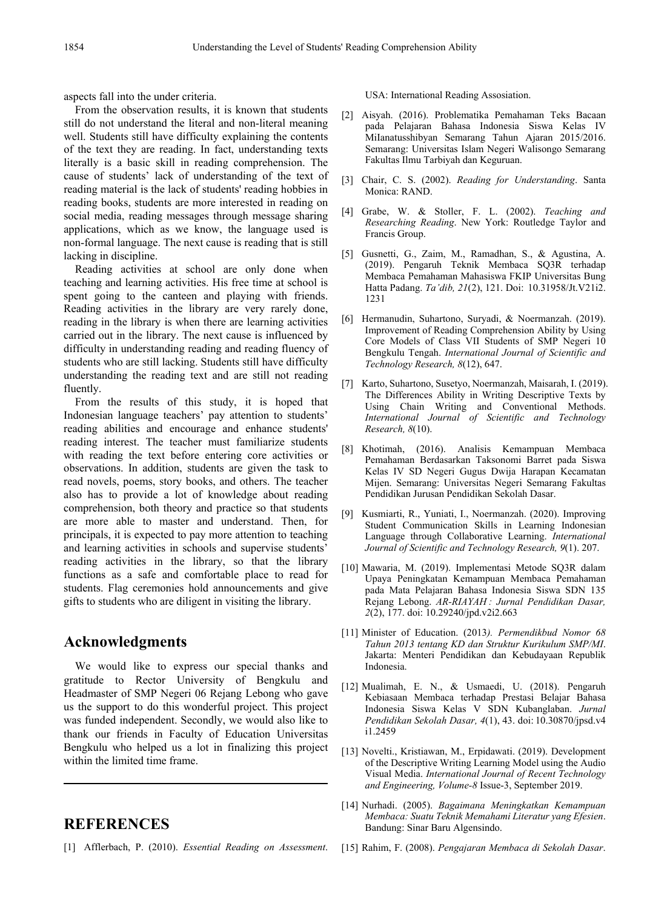aspects fall into the under criteria.

From the observation results, it is known that students still do not understand the literal and non-literal meaning well. Students still have difficulty explaining the contents of the text they are reading. In fact, understanding texts literally is a basic skill in reading comprehension. The cause of students' lack of understanding of the text of reading material is the lack of students' reading hobbies in reading books, students are more interested in reading on social media, reading messages through message sharing applications, which as we know, the language used is non-formal language. The next cause is reading that is still lacking in discipline.

Reading activities at school are only done when teaching and learning activities. His free time at school is spent going to the canteen and playing with friends. Reading activities in the library are very rarely done, reading in the library is when there are learning activities carried out in the library. The next cause is influenced by difficulty in understanding reading and reading fluency of students who are still lacking. Students still have difficulty understanding the reading text and are still not reading fluently.

From the results of this study, it is hoped that Indonesian language teachers' pay attention to students' reading abilities and encourage and enhance students' reading interest. The teacher must familiarize students with reading the text before entering core activities or observations. In addition, students are given the task to read novels, poems, story books, and others. The teacher also has to provide a lot of knowledge about reading comprehension, both theory and practice so that students are more able to master and understand. Then, for principals, it is expected to pay more attention to teaching and learning activities in schools and supervise students' reading activities in the library, so that the library functions as a safe and comfortable place to read for students. Flag ceremonies hold announcements and give gifts to students who are diligent in visiting the library.

## Acknowledgments

We would like to express our special thanks and gratitude to Rector University of Bengkulu and Headmaster of SMP Negeri 06 Rejang Lebong who gave us the support to do this wonderful project. This project was funded independent. Secondly, we would also like to thank our friends in Faculty of Education Universitas Bengkulu who helped us a lot in finalizing this project within the limited time frame.

## REFERENCES

[1] Afflerbach, P. (2010). *Essential Reading on Assessment*. USA: International Reading Assosiation.

[2] Aisyah. (2016). Problematika Pemahaman Teks Bacaan pada Pelajaran Bahasa Indonesia Siswa Kelas IV MiIanatusshibyan Semarang Tahun Ajaran 2015/2016. Semarang: Universitas Islam Negeri Walisongo Semarang Fakultas Ilmu Tarbiyah dan Keguruan.

[3] Chair, C. S. (2002). *Reading for Understanding*. Santa Monica: RAND.

[4] Grabe, W. & Stoller, F. L. (2002). *Teaching and Researching Reading*. New York: Routledge Taylor and Francis Group.

[5] Gusnetti, G., Zaim, M., Ramadhan, S., & Agustina, A. (2019). Pengaruh Teknik Membaca SQ3R terhadap Membaca Pemahaman Mahasiswa FKIP Universitas Bung Hatta Padang. *Ta'dib, 21*(2), 121. Doi: 10.31958/Jt.V21i2. 1231

[6] Hermanudin, Suhartono, Suryadi, & Noermanzah. (2019). Improvement of Reading Comprehension Ability by Using Core Models of Class VII Students of SMP Negeri 10 Bengkulu Tengah. *International Journal of Scientific and Technology Research, 8*(12), 647.

[7] Karto, Suhartono, Susetyo, Noermanzah, Maisarah, I. (2019). The Differences Ability in Writing Descriptive Texts by Using Chain Writing and Conventional Methods. *International Journal of Scientific and Technology Research, 8*(10).

[8] Khotimah, (2016). Analisis Kemampuan Membaca Pemahaman Berdasarkan Taksonomi Barret pada Siswa Kelas IV SD Negeri Gugus Dwija Harapan Kecamatan Mijen. Semarang: Universitas Negeri Semarang Fakultas Pendidikan Jurusan Pendidikan Sekolah Dasar.

[9] Kusmiarti, R., Yuniati, I., Noermanzah. (2020). Improving Student Communication Skills in Learning Indonesian Language through Collaborative Learning. *International Journal of Scientific and Technology Research, 9*(1). 207.

[10] Mawaria, M. (2019). Implementasi Metode SQ3R dalam Upaya Peningkatan Kemampuan Membaca Pemahaman pada Mata Pelajaran Bahasa Indonesia Siswa SDN 135 Rejang Lebong. *AR-RIAYAH : Jurnal Pendidikan Dasar, 2*(2), 177. doi: 10.29240/jpd.v2i2.663

[11] Minister of Education. (2013*). Permendikbud Nomor 68 Tahun 2013 tentang KD dan Struktur Kurikulum SMP/MI*. Jakarta: Menteri Pendidikan dan Kebudayaan Republik Indonesia.

[12] Mualimah, E. N., & Usmaedi, U. (2018). Pengaruh Kebiasaan Membaca terhadap Prestasi Belajar Bahasa Indonesia Siswa Kelas V SDN Kubanglaban. *Jurnal Pendidikan Sekolah Dasar, 4*(1), 43. doi: 10.30870/jpsd.v4 i1.2459

[13] Novelti., Kristiawan, M., Erpidawati. (2019). Development of the Descriptive Writing Learning Model using the Audio Visual Media. *International Journal of Recent Technology and Engineering, Volume-8* Issue-3, September 2019.

[14] Nurhadi. (2005). *Bagaimana Meningkatkan Kemampuan Membaca: Suatu Teknik Memahami Literatur yang Efesien*. Bandung: Sinar Baru Algensindo.

[15] Rahim, F. (2008). *Pengajaran Membaca di Sekolah Dasar*.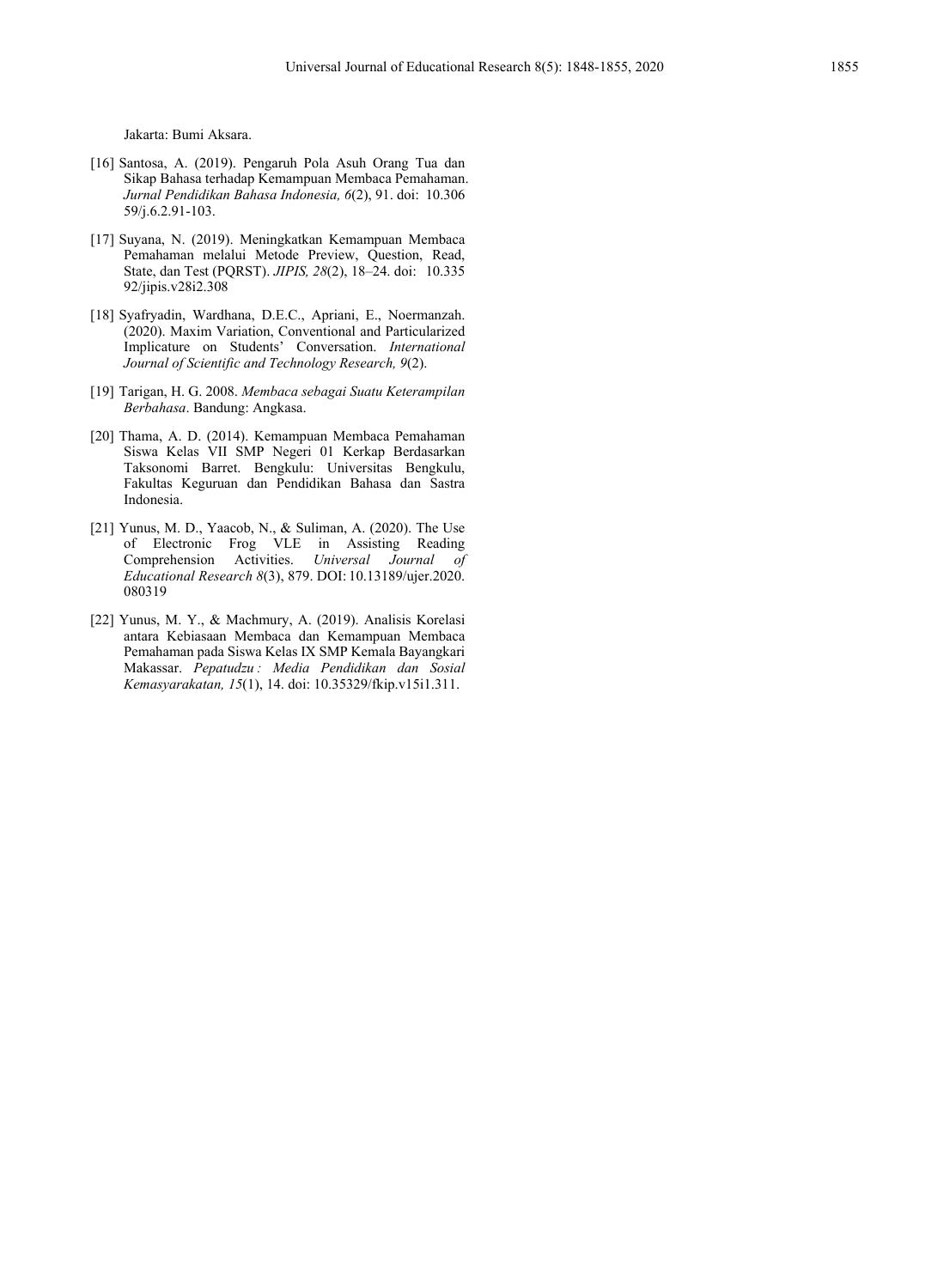Jakarta: Bumi Aksara.

[16] Santosa, A. (2019). Pengaruh Pola Asuh Orang Tua dan Sikap Bahasa terhadap Kemampuan Membaca Pemahaman. *Jurnal Pendidikan Bahasa Indonesia, 6*(2), 91. doi: 10.30659/j.6.2.91-103.

[17] Suyana, N. (2019). Meningkatkan Kemampuan Membaca Pemahaman melalui Metode Preview, Question, Read, State, dan Test (PQRST). *JIPIS, 28*(2), 18–24. doi: 10.33592/jipis.v28i2.308

[18] Syafryadin, Wardhana, D.E.C., Apriani, E., Noermanzah. (2020). Maxim Variation, Conventional and Particularized Implicature on Students' Conversation. *International Journal of Scientific and Technology Research, 9*(2).

[19] Tarigan, H. G. 2008. *Membaca sebagai Suatu Keterampilan Berbahasa*. Bandung: Angkasa.

[20] Thama, A. D. (2014). Kemampuan Membaca Pemahaman Siswa Kelas VII SMP Negeri 01 Kerkap Berdasarkan Taksonomi Barret. Bengkulu: Universitas Bengkulu, Fakultas Keguruan dan Pendidikan Bahasa dan Sastra Indonesia.

[21] Yunus, M. D., Yaacob, N., & Suliman, A. (2020). The Use of Electronic Frog VLE in Assisting Reading Comprehension Activities. *Universal Journal of Educational Research 8*(3), 879. DOI: 10.13189/ujer.2020.080319

[22] Yunus, M. Y., & Machmury, A. (2019). Analisis Korelasi antara Kebiasaan Membaca dan Kemampuan Membaca Pemahaman pada Siswa Kelas IX SMP Kemala Bayangkari Makassar. *Pepatudzu : Media Pendidikan dan Sosial Kemasyarakatan, 15*(1), 14. doi: 10.35329/fkip.v15i1.311.